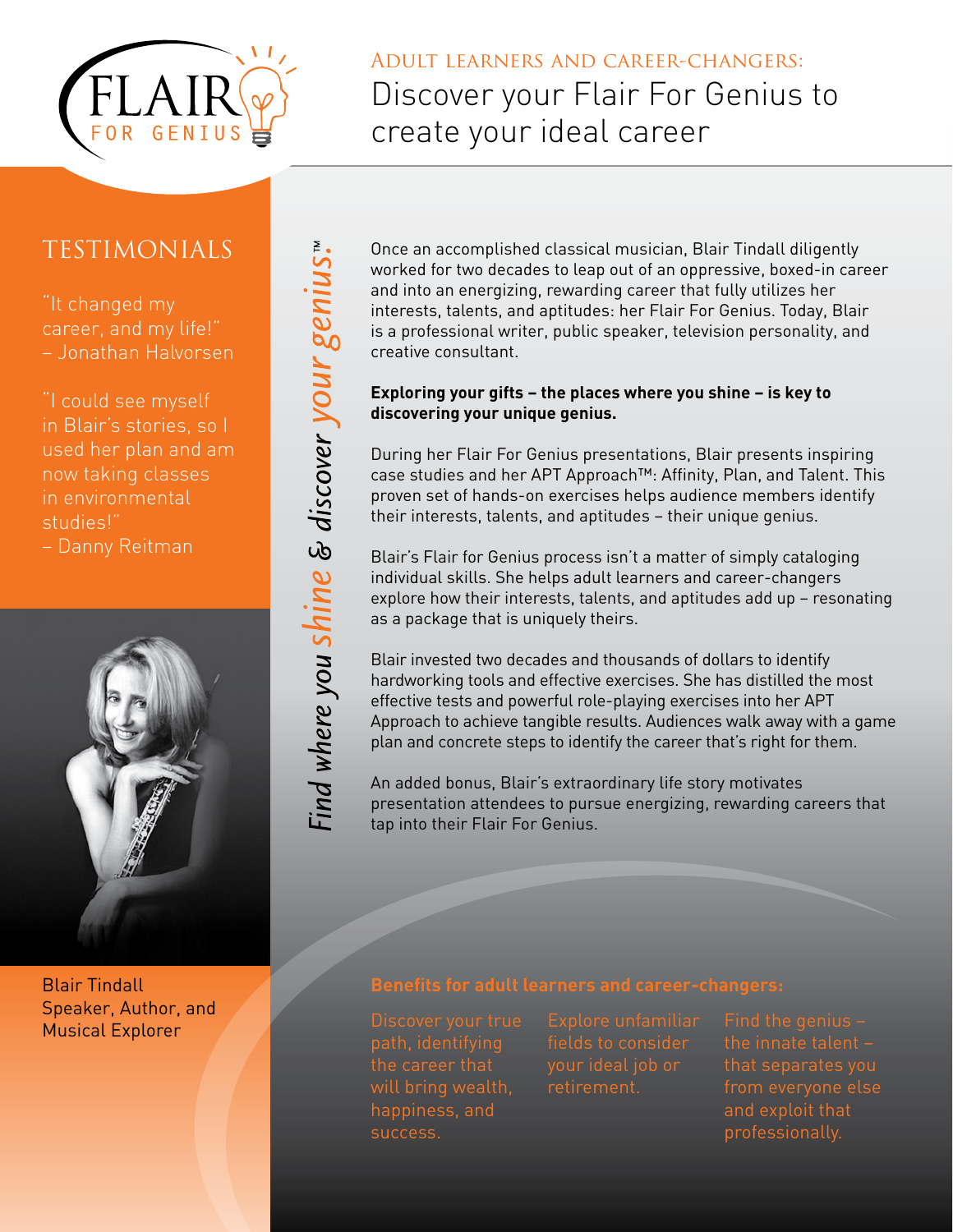FLAIR FOR GENIUS

## Adult learners and career-changers:

# Discover your Flair For Genius to create your ideal career

## TESTIMONIALS

"It changed my career, and my life!"
– Jonathan Halvorsen

"I could see myself in Blair's stories, so I used her plan and am now taking classes in environmental studies!"
– Danny Reitman

Blair Tindall
Speaker, Author, and Musical Explorer

*Find where you shine & discover your genius.*™

Once an accomplished classical musician, Blair Tindall diligently worked for two decades to leap out of an oppressive, boxed-in career and into an energizing, rewarding career that fully utilizes her interests, talents, and aptitudes: her Flair For Genius. Today, Blair is a professional writer, public speaker, television personality, and creative consultant.

**Exploring your gifts – the places where you shine – is key to discovering your unique genius.**

During her Flair For Genius presentations, Blair presents inspiring case studies and her APT Approach™: Affinity, Plan, and Talent. This proven set of hands-on exercises helps audience members identify their interests, talents, and aptitudes – their unique genius.

Blair's Flair for Genius process isn't a matter of simply cataloging individual skills. She helps adult learners and career-changers explore how their interests, talents, and aptitudes add up – resonating as a package that is uniquely theirs.

Blair invested two decades and thousands of dollars to identify hardworking tools and effective exercises. She has distilled the most effective tests and powerful role-playing exercises into her APT Approach to achieve tangible results. Audiences walk away with a game plan and concrete steps to identify the career that's right for them.

An added bonus, Blair's extraordinary life story motivates presentation attendees to pursue energizing, rewarding careers that tap into their Flair For Genius.

### Benefits for adult learners and career-changers:

- Discover your true path, identifying the career that will bring wealth, happiness, and success.
- Explore unfamiliar fields to consider your ideal job or retirement.
- Find the genius – the innate talent – that separates you from everyone else and exploit that professionally.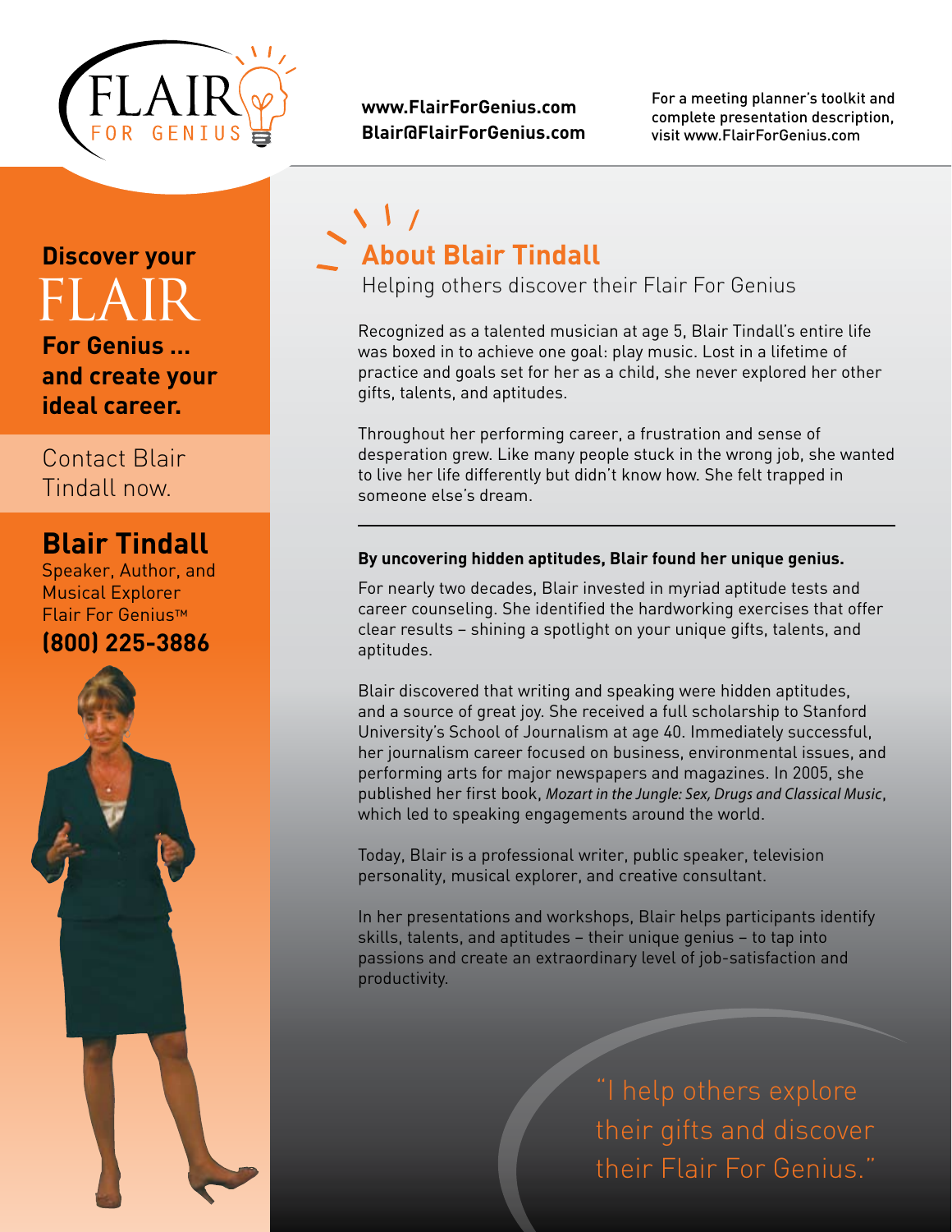FLAIR FOR GENIUS

**www.FlairForGenius.com**
**Blair@FlairForGenius.com**

For a meeting planner's toolkit and complete presentation description, visit www.FlairForGenius.com

**Discover your**
FLAIR
**For Genius ... and create your ideal career.**

Contact Blair Tindall now.

## Blair Tindall

Speaker, Author, and Musical Explorer
Flair For Genius™
**(800) 225-3886**

## About Blair Tindall

Helping others discover their Flair For Genius

Recognized as a talented musician at age 5, Blair Tindall's entire life was boxed in to achieve one goal: play music. Lost in a lifetime of practice and goals set for her as a child, she never explored her other gifts, talents, and aptitudes.

Throughout her performing career, a frustration and sense of desperation grew. Like many people stuck in the wrong job, she wanted to live her life differently but didn't know how. She felt trapped in someone else's dream.

---

**By uncovering hidden aptitudes, Blair found her unique genius.**

For nearly two decades, Blair invested in myriad aptitude tests and career counseling. She identified the hardworking exercises that offer clear results – shining a spotlight on your unique gifts, talents, and aptitudes.

Blair discovered that writing and speaking were hidden aptitudes, and a source of great joy. She received a full scholarship to Stanford University's School of Journalism at age 40. Immediately successful, her journalism career focused on business, environmental issues, and performing arts for major newspapers and magazines. In 2005, she published her first book, *Mozart in the Jungle: Sex, Drugs and Classical Music*, which led to speaking engagements around the world.

Today, Blair is a professional writer, public speaker, television personality, musical explorer, and creative consultant.

In her presentations and workshops, Blair helps participants identify skills, talents, and aptitudes – their unique genius – to tap into passions and create an extraordinary level of job-satisfaction and productivity.

"I help others explore their gifts and discover their Flair For Genius."